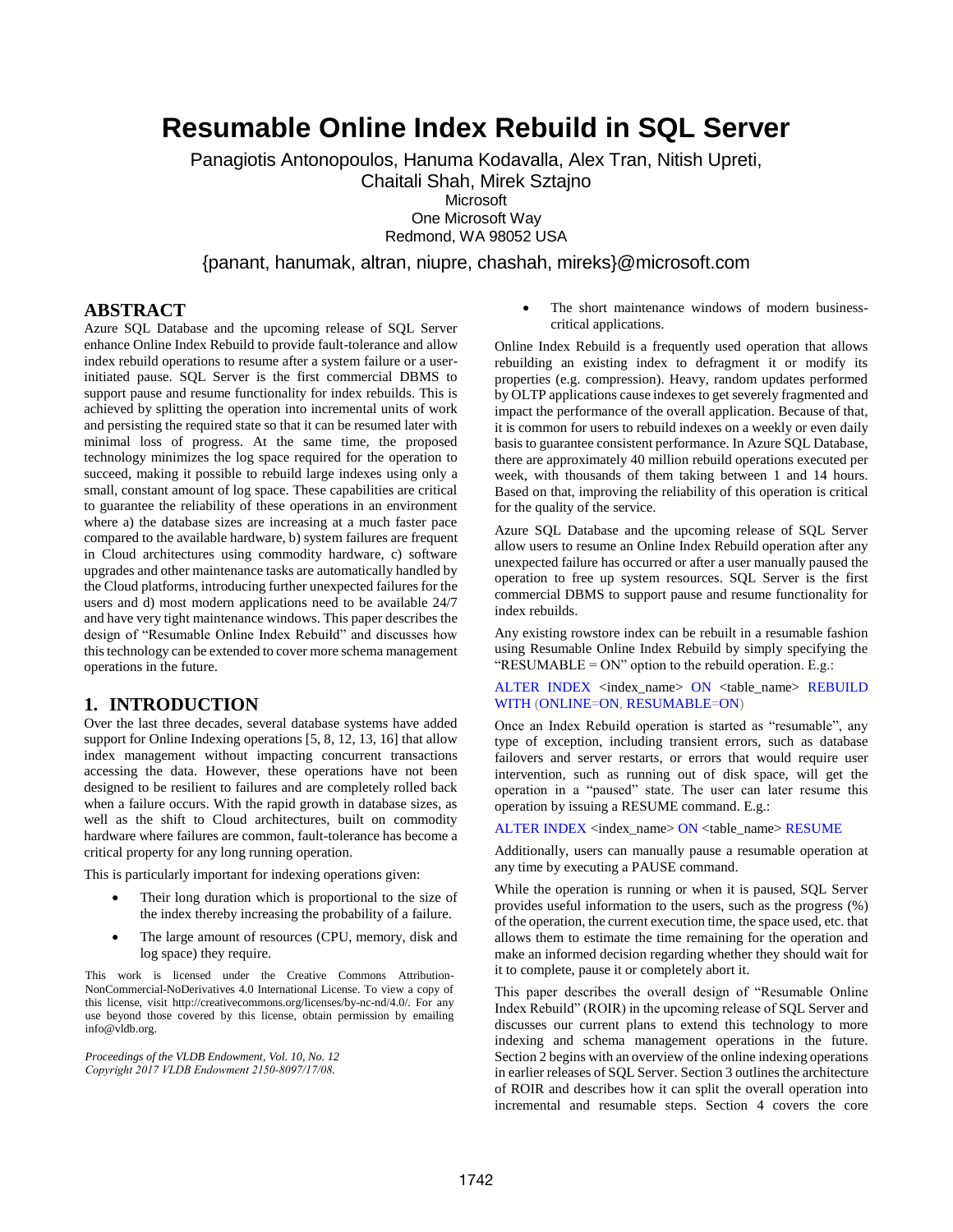# Resumable Online Index Rebuild in SQL Server

Panagiotis Antonopoulos, Hanuma Kodavalla, Alex Tran, Nitish Upreti, Chaitali Shah, Mirek Sztajno

Microsoft
One Microsoft Way
Redmond, WA 98052 USA

{panant, hanumak, altran, niupre, chashah, mireks}@microsoft.com

## ABSTRACT

Azure SQL Database and the upcoming release of SQL Server enhance Online Index Rebuild to provide fault-tolerance and allow index rebuild operations to resume after a system failure or a user-initiated pause. SQL Server is the first commercial DBMS to support pause and resume functionality for index rebuilds. This is achieved by splitting the operation into incremental units of work and persisting the required state so that it can be resumed later with minimal loss of progress. At the same time, the proposed technology minimizes the log space required for the operation to succeed, making it possible to rebuild large indexes using only a small, constant amount of log space. These capabilities are critical to guarantee the reliability of these operations in an environment where a) the database sizes are increasing at a much faster pace compared to the available hardware, b) system failures are frequent in Cloud architectures using commodity hardware, c) software upgrades and other maintenance tasks are automatically handled by the Cloud platforms, introducing further unexpected failures for the users and d) most modern applications need to be available 24/7 and have very tight maintenance windows. This paper describes the design of "Resumable Online Index Rebuild" and discusses how this technology can be extended to cover more schema management operations in the future.

## 1. INTRODUCTION

Over the last three decades, several database systems have added support for Online Indexing operations [5, 8, 12, 13, 16] that allow index management without impacting concurrent transactions accessing the data. However, these operations have not been designed to be resilient to failures and are completely rolled back when a failure occurs. With the rapid growth in database sizes, as well as the shift to Cloud architectures, built on commodity hardware where failures are common, fault-tolerance has become a critical property for any long running operation.

This is particularly important for indexing operations given:

- Their long duration which is proportional to the size of the index thereby increasing the probability of a failure.
- The large amount of resources (CPU, memory, disk and log space) they require.
- The short maintenance windows of modern business-critical applications.

This work is licensed under the Creative Commons Attribution-NonCommercial-NoDerivatives 4.0 International License. To view a copy of this license, visit http://creativecommons.org/licenses/by-nc-nd/4.0/. For any use beyond those covered by this license, obtain permission by emailing info@vldb.org.

*Proceedings of the VLDB Endowment, Vol. 10, No. 12*
*Copyright 2017 VLDB Endowment 2150-8097/17/08.*

Online Index Rebuild is a frequently used operation that allows rebuilding an existing index to defragment it or modify its properties (e.g. compression). Heavy, random updates performed by OLTP applications cause indexes to get severely fragmented and impact the performance of the overall application. Because of that, it is common for users to rebuild indexes on a weekly or even daily basis to guarantee consistent performance. In Azure SQL Database, there are approximately 40 million rebuild operations executed per week, with thousands of them taking between 1 and 14 hours. Based on that, improving the reliability of this operation is critical for the quality of the service.

Azure SQL Database and the upcoming release of SQL Server allow users to resume an Online Index Rebuild operation after any unexpected failure has occurred or after a user manually paused the operation to free up system resources. SQL Server is the first commercial DBMS to support pause and resume functionality for index rebuilds.

Any existing rowstore index can be rebuilt in a resumable fashion using Resumable Online Index Rebuild by simply specifying the "RESUMABLE = ON" option to the rebuild operation. E.g.:

```
ALTER INDEX <index_name> ON <table_name> REBUILD
WITH (ONLINE=ON, RESUMABLE=ON)
```

Once an Index Rebuild operation is started as "resumable", any type of exception, including transient errors, such as database failovers and server restarts, or errors that would require user intervention, such as running out of disk space, will get the operation in a "paused" state. The user can later resume this operation by issuing a RESUME command. E.g.:

```
ALTER INDEX <index_name> ON <table_name> RESUME
```

Additionally, users can manually pause a resumable operation at any time by executing a PAUSE command.

While the operation is running or when it is paused, SQL Server provides useful information to the users, such as the progress (%) of the operation, the current execution time, the space used, etc. that allows them to estimate the time remaining for the operation and make an informed decision regarding whether they should wait for it to complete, pause it or completely abort it.

This paper describes the overall design of "Resumable Online Index Rebuild" (ROIR) in the upcoming release of SQL Server and discusses our current plans to extend this technology to more indexing and schema management operations in the future. Section 2 begins with an overview of the online indexing operations in earlier releases of SQL Server. Section 3 outlines the architecture of ROIR and describes how it can split the overall operation into incremental and resumable steps. Section 4 covers the core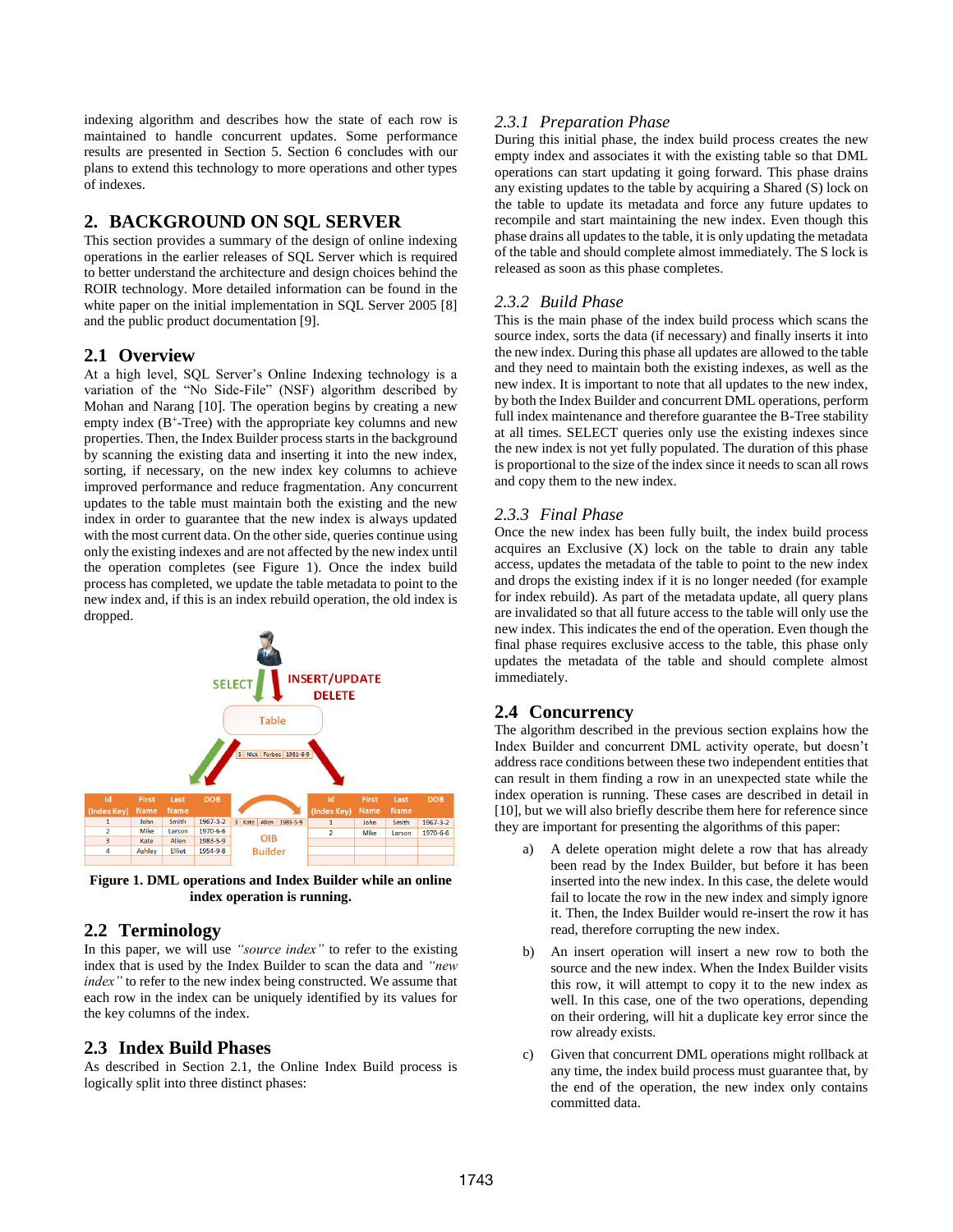indexing algorithm and describes how the state of each row is maintained to handle concurrent updates. Some performance results are presented in Section 5. Section 6 concludes with our plans to extend this technology to more operations and other types of indexes.

## 2. BACKGROUND ON SQL SERVER

This section provides a summary of the design of online indexing operations in the earlier releases of SQL Server which is required to better understand the architecture and design choices behind the ROIR technology. More detailed information can be found in the white paper on the initial implementation in SQL Server 2005 [8] and the public product documentation [9].

### 2.1 Overview

At a high level, SQL Server's Online Indexing technology is a variation of the "No Side-File" (NSF) algorithm described by Mohan and Narang [10]. The operation begins by creating a new empty index (B+-Tree) with the appropriate key columns and new properties. Then, the Index Builder process starts in the background by scanning the existing data and inserting it into the new index, sorting, if necessary, on the new index key columns to achieve improved performance and reduce fragmentation. Any concurrent updates to the table must maintain both the existing and the new index in order to guarantee that the new index is always updated with the most current data. On the other side, queries continue using only the existing indexes and are not affected by the new index until the operation completes (see Figure 1). Once the index build process has completed, we update the table metadata to point to the new index and, if this is an index rebuild operation, the old index is dropped.

**Figure 1. DML operations and Index Builder while an online index operation is running.**

### 2.2 Terminology

In this paper, we will use *"source index"* to refer to the existing index that is used by the Index Builder to scan the data and *"new index"* to refer to the new index being constructed. We assume that each row in the index can be uniquely identified by its values for the key columns of the index.

### 2.3 Index Build Phases

As described in Section 2.1, the Online Index Build process is logically split into three distinct phases:

#### *2.3.1 Preparation Phase*

During this initial phase, the index build process creates the new empty index and associates it with the existing table so that DML operations can start updating it going forward. This phase drains any existing updates to the table by acquiring a Shared (S) lock on the table to update its metadata and force any future updates to recompile and start maintaining the new index. Even though this phase drains all updates to the table, it is only updating the metadata of the table and should complete almost immediately. The S lock is released as soon as this phase completes.

#### *2.3.2 Build Phase*

This is the main phase of the index build process which scans the source index, sorts the data (if necessary) and finally inserts it into the new index. During this phase all updates are allowed to the table and they need to maintain both the existing indexes, as well as the new index. It is important to note that all updates to the new index, by both the Index Builder and concurrent DML operations, perform full index maintenance and therefore guarantee the B-Tree stability at all times. SELECT queries only use the existing indexes since the new index is not yet fully populated. The duration of this phase is proportional to the size of the index since it needs to scan all rows and copy them to the new index.

#### *2.3.3 Final Phase*

Once the new index has been fully built, the index build process acquires an Exclusive (X) lock on the table to drain any table access, updates the metadata of the table to point to the new index and drops the existing index if it is no longer needed (for example for index rebuild). As part of the metadata update, all query plans are invalidated so that all future access to the table will only use the new index. This indicates the end of the operation. Even though the final phase requires exclusive access to the table, this phase only updates the metadata of the table and should complete almost immediately.

### 2.4 Concurrency

The algorithm described in the previous section explains how the Index Builder and concurrent DML activity operate, but doesn't address race conditions between these two independent entities that can result in them finding a row in an unexpected state while the index operation is running. These cases are described in detail in [10], but we will also briefly describe them here for reference since they are important for presenting the algorithms of this paper:

a) A delete operation might delete a row that has already been read by the Index Builder, but before it has been inserted into the new index. In this case, the delete would fail to locate the row in the new index and simply ignore it. Then, the Index Builder would re-insert the row it has read, therefore corrupting the new index.

b) An insert operation will insert a new row to both the source and the new index. When the Index Builder visits this row, it will attempt to copy it to the new index as well. In this case, one of the two operations, depending on their ordering, will hit a duplicate key error since the row already exists.

c) Given that concurrent DML operations might rollback at any time, the index build process must guarantee that, by the end of the operation, the new index only contains committed data.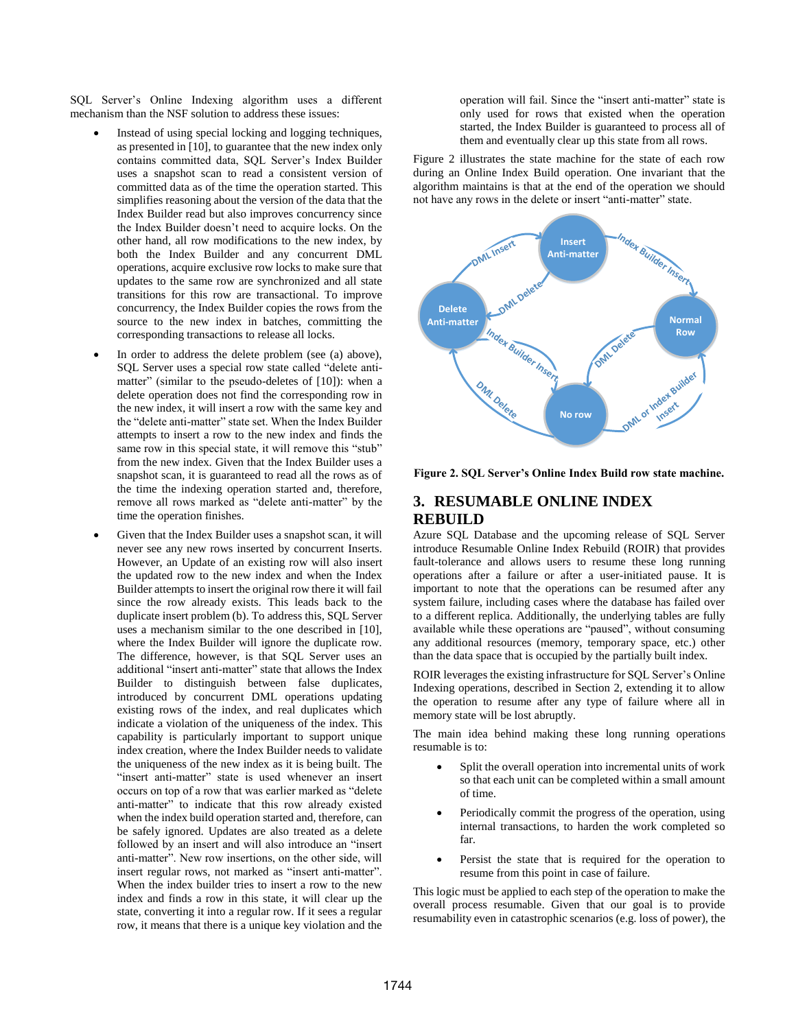SQL Server's Online Indexing algorithm uses a different mechanism than the NSF solution to address these issues:

- Instead of using special locking and logging techniques, as presented in [10], to guarantee that the new index only contains committed data, SQL Server's Index Builder uses a snapshot scan to read a consistent version of committed data as of the time the operation started. This simplifies reasoning about the version of the data that the Index Builder read but also improves concurrency since the Index Builder doesn't need to acquire locks. On the other hand, all row modifications to the new index, by both the Index Builder and any concurrent DML operations, acquire exclusive row locks to make sure that updates to the same row are synchronized and all state transitions for this row are transactional. To improve concurrency, the Index Builder copies the rows from the source to the new index in batches, committing the corresponding transactions to release all locks.
- In order to address the delete problem (see (a) above), SQL Server uses a special row state called "delete anti-matter" (similar to the pseudo-deletes of [10]): when a delete operation does not find the corresponding row in the new index, it will insert a row with the same key and the "delete anti-matter" state set. When the Index Builder attempts to insert a row to the new index and finds the same row in this special state, it will remove this "stub" from the new index. Given that the Index Builder uses a snapshot scan, it is guaranteed to read all the rows as of the time the indexing operation started and, therefore, remove all rows marked as "delete anti-matter" by the time the operation finishes.
- Given that the Index Builder uses a snapshot scan, it will never see any new rows inserted by concurrent Inserts. However, an Update of an existing row will also insert the updated row to the new index and when the Index Builder attempts to insert the original row there it will fail since the row already exists. This leads back to the duplicate insert problem (b). To address this, SQL Server uses a mechanism similar to the one described in [10], where the Index Builder will ignore the duplicate row. The difference, however, is that SQL Server uses an additional "insert anti-matter" state that allows the Index Builder to distinguish between false duplicates, introduced by concurrent DML operations updating existing rows of the index, and real duplicates which indicate a violation of the uniqueness of the index. This capability is particularly important to support unique index creation, where the Index Builder needs to validate the uniqueness of the new index as it is being built. The "insert anti-matter" state is used whenever an insert occurs on top of a row that was earlier marked as "delete anti-matter" to indicate that this row already existed when the index build operation started and, therefore, can be safely ignored. Updates are also treated as a delete followed by an insert and will also introduce an "insert anti-matter". New row insertions, on the other side, will insert regular rows, not marked as "insert anti-matter". When the index builder tries to insert a row to the new index and finds a row in this state, it will clear up the state, converting it into a regular row. If it sees a regular row, it means that there is a unique key violation and the operation will fail. Since the "insert anti-matter" state is only used for rows that existed when the operation started, the Index Builder is guaranteed to process all of them and eventually clear up this state from all rows.

Figure 2 illustrates the state machine for the state of each row during an Online Index Build operation. One invariant that the algorithm maintains is that at the end of the operation we should not have any rows in the delete or insert "anti-matter" state.

**Figure 2. SQL Server's Online Index Build row state machine.**

## 3. RESUMABLE ONLINE INDEX REBUILD

Azure SQL Database and the upcoming release of SQL Server introduce Resumable Online Index Rebuild (ROIR) that provides fault-tolerance and allows users to resume these long running operations after a failure or after a user-initiated pause. It is important to note that the operations can be resumed after any system failure, including cases where the database has failed over to a different replica. Additionally, the underlying tables are fully available while these operations are "paused", without consuming any additional resources (memory, temporary space, etc.) other than the data space that is occupied by the partially built index.

ROIR leverages the existing infrastructure for SQL Server's Online Indexing operations, described in Section 2, extending it to allow the operation to resume after any type of failure where all in memory state will be lost abruptly.

The main idea behind making these long running operations resumable is to:

- Split the overall operation into incremental units of work so that each unit can be completed within a small amount of time.
- Periodically commit the progress of the operation, using internal transactions, to harden the work completed so far.
- Persist the state that is required for the operation to resume from this point in case of failure.

This logic must be applied to each step of the operation to make the overall process resumable. Given that our goal is to provide resumability even in catastrophic scenarios (e.g. loss of power), the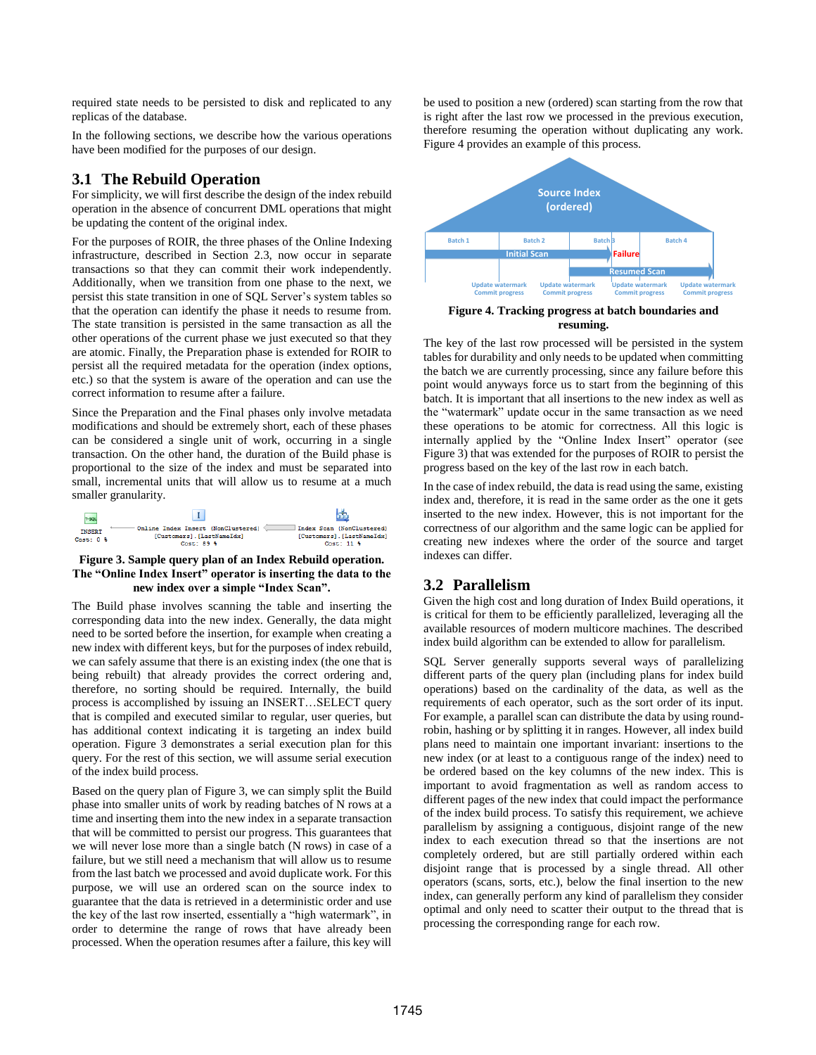required state needs to be persisted to disk and replicated to any replicas of the database.

In the following sections, we describe how the various operations have been modified for the purposes of our design.

## 3.1 The Rebuild Operation

For simplicity, we will first describe the design of the index rebuild operation in the absence of concurrent DML operations that might be updating the content of the original index.

For the purposes of ROIR, the three phases of the Online Indexing infrastructure, described in Section 2.3, now occur in separate transactions so that they can commit their work independently. Additionally, when we transition from one phase to the next, we persist this state transition in one of SQL Server's system tables so that the operation can identify the phase it needs to resume from. The state transition is persisted in the same transaction as all the other operations of the current phase we just executed so that they are atomic. Finally, the Preparation phase is extended for ROIR to persist all the required metadata for the operation (index options, etc.) so that the system is aware of the operation and can use the correct information to resume after a failure.

Since the Preparation and the Final phases only involve metadata modifications and should be extremely short, each of these phases can be considered a single unit of work, occurring in a single transaction. On the other hand, the duration of the Build phase is proportional to the size of the index and must be separated into small, incremental units that will allow us to resume at a much smaller granularity.

**Figure 3. Sample query plan of an Index Rebuild operation. The "Online Index Insert" operator is inserting the data to the new index over a simple "Index Scan".**

The Build phase involves scanning the table and inserting the corresponding data into the new index. Generally, the data might need to be sorted before the insertion, for example when creating a new index with different keys, but for the purposes of index rebuild, we can safely assume that there is an existing index (the one that is being rebuilt) that already provides the correct ordering and, therefore, no sorting should be required. Internally, the build process is accomplished by issuing an INSERT…SELECT query that is compiled and executed similar to regular, user queries, but has additional context indicating it is targeting an index build operation. Figure 3 demonstrates a serial execution plan for this query. For the rest of this section, we will assume serial execution of the index build process.

Based on the query plan of Figure 3, we can simply split the Build phase into smaller units of work by reading batches of N rows at a time and inserting them into the new index in a separate transaction that will be committed to persist our progress. This guarantees that we will never lose more than a single batch (N rows) in case of a failure, but we still need a mechanism that will allow us to resume from the last batch we processed and avoid duplicate work. For this purpose, we will use an ordered scan on the source index to guarantee that the data is retrieved in a deterministic order and use the key of the last row inserted, essentially a "high watermark", in order to determine the range of rows that have already been processed. When the operation resumes after a failure, this key will be used to position a new (ordered) scan starting from the row that is right after the last row we processed in the previous execution, therefore resuming the operation without duplicating any work. Figure 4 provides an example of this process.

**Figure 4. Tracking progress at batch boundaries and resuming.**

The key of the last row processed will be persisted in the system tables for durability and only needs to be updated when committing the batch we are currently processing, since any failure before this point would anyways force us to start from the beginning of this batch. It is important that all insertions to the new index as well as the "watermark" update occur in the same transaction as we need these operations to be atomic for correctness. All this logic is internally applied by the "Online Index Insert" operator (see Figure 3) that was extended for the purposes of ROIR to persist the progress based on the key of the last row in each batch.

In the case of index rebuild, the data is read using the same, existing index and, therefore, it is read in the same order as the one it gets inserted to the new index. However, this is not important for the correctness of our algorithm and the same logic can be applied for creating new indexes where the order of the source and target indexes can differ.

## 3.2 Parallelism

Given the high cost and long duration of Index Build operations, it is critical for them to be efficiently parallelized, leveraging all the available resources of modern multicore machines. The described index build algorithm can be extended to allow for parallelism.

SQL Server generally supports several ways of parallelizing different parts of the query plan (including plans for index build operations) based on the cardinality of the data, as well as the requirements of each operator, such as the sort order of its input. For example, a parallel scan can distribute the data by using round-robin, hashing or by splitting it in ranges. However, all index build plans need to maintain one important invariant: insertions to the new index (or at least to a contiguous range of the index) need to be ordered based on the key columns of the new index. This is important to avoid fragmentation as well as random access to different pages of the new index that could impact the performance of the index build process. To satisfy this requirement, we achieve parallelism by assigning a contiguous, disjoint range of the new index to each execution thread so that the insertions are not completely ordered, but are still partially ordered within each disjoint range that is processed by a single thread. All other operators (scans, sorts, etc.), below the final insertion to the new index, can generally perform any kind of parallelism they consider optimal and only need to scatter their output to the thread that is processing the corresponding range for each row.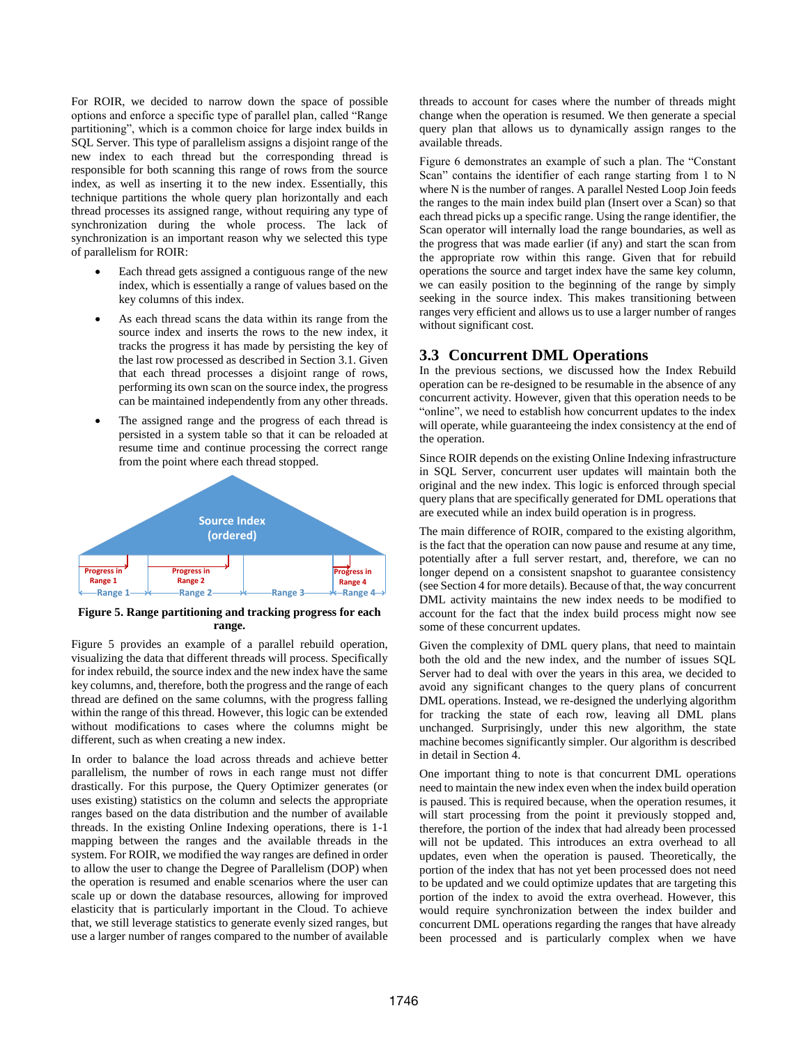For ROIR, we decided to narrow down the space of possible options and enforce a specific type of parallel plan, called "Range partitioning", which is a common choice for large index builds in SQL Server. This type of parallelism assigns a disjoint range of the new index to each thread but the corresponding thread is responsible for both scanning this range of rows from the source index, as well as inserting it to the new index. Essentially, this technique partitions the whole query plan horizontally and each thread processes its assigned range, without requiring any type of synchronization during the whole process. The lack of synchronization is an important reason why we selected this type of parallelism for ROIR:

- Each thread gets assigned a contiguous range of the new index, which is essentially a range of values based on the key columns of this index.
- As each thread scans the data within its range from the source index and inserts the rows to the new index, it tracks the progress it has made by persisting the key of the last row processed as described in Section 3.1. Given that each thread processes a disjoint range of rows, performing its own scan on the source index, the progress can be maintained independently from any other threads.
- The assigned range and the progress of each thread is persisted in a system table so that it can be reloaded at resume time and continue processing the correct range from the point where each thread stopped.

**Figure 5. Range partitioning and tracking progress for each range.**

Figure 5 provides an example of a parallel rebuild operation, visualizing the data that different threads will process. Specifically for index rebuild, the source index and the new index have the same key columns, and, therefore, both the progress and the range of each thread are defined on the same columns, with the progress falling within the range of this thread. However, this logic can be extended without modifications to cases where the columns might be different, such as when creating a new index.

In order to balance the load across threads and achieve better parallelism, the number of rows in each range must not differ drastically. For this purpose, the Query Optimizer generates (or uses existing) statistics on the column and selects the appropriate ranges based on the data distribution and the number of available threads. In the existing Online Indexing operations, there is 1-1 mapping between the ranges and the available threads in the system. For ROIR, we modified the way ranges are defined in order to allow the user to change the Degree of Parallelism (DOP) when the operation is resumed and enable scenarios where the user can scale up or down the database resources, allowing for improved elasticity that is particularly important in the Cloud. To achieve that, we still leverage statistics to generate evenly sized ranges, but use a larger number of ranges compared to the number of available threads to account for cases where the number of threads might change when the operation is resumed. We then generate a special query plan that allows us to dynamically assign ranges to the available threads.

Figure 6 demonstrates an example of such a plan. The "Constant Scan" contains the identifier of each range starting from 1 to N where N is the number of ranges. A parallel Nested Loop Join feeds the ranges to the main index build plan (Insert over a Scan) so that each thread picks up a specific range. Using the range identifier, the Scan operator will internally load the range boundaries, as well as the progress that was made earlier (if any) and start the scan from the appropriate row within this range. Given that for rebuild operations the source and target index have the same key column, we can easily position to the beginning of the range by simply seeking in the source index. This makes transitioning between ranges very efficient and allows us to use a larger number of ranges without significant cost.

## 3.3 Concurrent DML Operations

In the previous sections, we discussed how the Index Rebuild operation can be re-designed to be resumable in the absence of any concurrent activity. However, given that this operation needs to be "online", we need to establish how concurrent updates to the index will operate, while guaranteeing the index consistency at the end of the operation.

Since ROIR depends on the existing Online Indexing infrastructure in SQL Server, concurrent user updates will maintain both the original and the new index. This logic is enforced through special query plans that are specifically generated for DML operations that are executed while an index build operation is in progress.

The main difference of ROIR, compared to the existing algorithm, is the fact that the operation can now pause and resume at any time, potentially after a full server restart, and, therefore, we can no longer depend on a consistent snapshot to guarantee consistency (see Section 4 for more details). Because of that, the way concurrent DML activity maintains the new index needs to be modified to account for the fact that the index build process might now see some of these concurrent updates.

Given the complexity of DML query plans, that need to maintain both the old and the new index, and the number of issues SQL Server had to deal with over the years in this area, we decided to avoid any significant changes to the query plans of concurrent DML operations. Instead, we re-designed the underlying algorithm for tracking the state of each row, leaving all DML plans unchanged. Surprisingly, under this new algorithm, the state machine becomes significantly simpler. Our algorithm is described in detail in Section 4.

One important thing to note is that concurrent DML operations need to maintain the new index even when the index build operation is paused. This is required because, when the operation resumes, it will start processing from the point it previously stopped and, therefore, the portion of the index that had already been processed will not be updated. This introduces an extra overhead to all updates, even when the operation is paused. Theoretically, the portion of the index that has not yet been processed does not need to be updated and we could optimize updates that are targeting this portion of the index to avoid the extra overhead. However, this would require synchronization between the index builder and concurrent DML operations regarding the ranges that have already been processed and is particularly complex when we have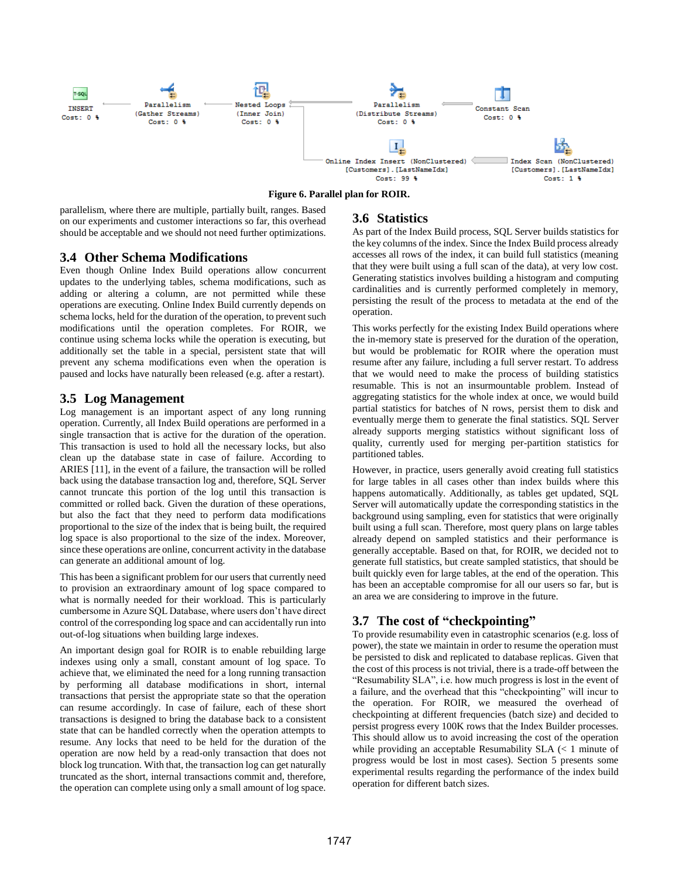INSERT
Cost: 0 %

Parallelism
(Gather Streams)
Cost: 0 %

Nested Loops
(Inner Join)
Cost: 0 %

Parallelism
(Distribute Streams)
Cost: 0 %

Constant Scan
Cost: 0 %

Online Index Insert (NonClustered)
[Customers].[LastNameIdx]
Cost: 99 %

Index Scan (NonClustered)
[Customers].[LastNameIdx]
Cost: 1 %

**Figure 6. Parallel plan for ROIR.**

parallelism, where there are multiple, partially built, ranges. Based on our experiments and customer interactions so far, this overhead should be acceptable and we should not need further optimizations.

## 3.4 Other Schema Modifications

Even though Online Index Build operations allow concurrent updates to the underlying tables, schema modifications, such as adding or altering a column, are not permitted while these operations are executing. Online Index Build currently depends on schema locks, held for the duration of the operation, to prevent such modifications until the operation completes. For ROIR, we continue using schema locks while the operation is executing, but additionally set the table in a special, persistent state that will prevent any schema modifications even when the operation is paused and locks have naturally been released (e.g. after a restart).

## 3.5 Log Management

Log management is an important aspect of any long running operation. Currently, all Index Build operations are performed in a single transaction that is active for the duration of the operation. This transaction is used to hold all the necessary locks, but also clean up the database state in case of failure. According to ARIES [11], in the event of a failure, the transaction will be rolled back using the database transaction log and, therefore, SQL Server cannot truncate this portion of the log until this transaction is committed or rolled back. Given the duration of these operations, but also the fact that they need to perform data modifications proportional to the size of the index that is being built, the required log space is also proportional to the size of the index. Moreover, since these operations are online, concurrent activity in the database can generate an additional amount of log.

This has been a significant problem for our users that currently need to provision an extraordinary amount of log space compared to what is normally needed for their workload. This is particularly cumbersome in Azure SQL Database, where users don't have direct control of the corresponding log space and can accidentally run into out-of-log situations when building large indexes.

An important design goal for ROIR is to enable rebuilding large indexes using only a small, constant amount of log space. To achieve that, we eliminated the need for a long running transaction by performing all database modifications in short, internal transactions that persist the appropriate state so that the operation can resume accordingly. In case of failure, each of these short transactions is designed to bring the database back to a consistent state that can be handled correctly when the operation attempts to resume. Any locks that need to be held for the duration of the operation are now held by a read-only transaction that does not block log truncation. With that, the transaction log can get naturally truncated as the short, internal transactions commit and, therefore, the operation can complete using only a small amount of log space.

## 3.6 Statistics

As part of the Index Build process, SQL Server builds statistics for the key columns of the index. Since the Index Build process already accesses all rows of the index, it can build full statistics (meaning that they were built using a full scan of the data), at very low cost. Generating statistics involves building a histogram and computing cardinalities and is currently performed completely in memory, persisting the result of the process to metadata at the end of the operation.

This works perfectly for the existing Index Build operations where the in-memory state is preserved for the duration of the operation, but would be problematic for ROIR where the operation must resume after any failure, including a full server restart. To address that we would need to make the process of building statistics resumable. This is not an insurmountable problem. Instead of aggregating statistics for the whole index at once, we would build partial statistics for batches of N rows, persist them to disk and eventually merge them to generate the final statistics. SQL Server already supports merging statistics without significant loss of quality, currently used for merging per-partition statistics for partitioned tables.

However, in practice, users generally avoid creating full statistics for large tables in all cases other than index builds where this happens automatically. Additionally, as tables get updated, SQL Server will automatically update the corresponding statistics in the background using sampling, even for statistics that were originally built using a full scan. Therefore, most query plans on large tables already depend on sampled statistics and their performance is generally acceptable. Based on that, for ROIR, we decided not to generate full statistics, but create sampled statistics, that should be built quickly even for large tables, at the end of the operation. This has been an acceptable compromise for all our users so far, but is an area we are considering to improve in the future.

## 3.7 The cost of "checkpointing"

To provide resumability even in catastrophic scenarios (e.g. loss of power), the state we maintain in order to resume the operation must be persisted to disk and replicated to database replicas. Given that the cost of this process is not trivial, there is a trade-off between the "Resumability SLA", i.e. how much progress is lost in the event of a failure, and the overhead that this "checkpointing" will incur to the operation. For ROIR, we measured the overhead of checkpointing at different frequencies (batch size) and decided to persist progress every 100K rows that the Index Builder processes. This should allow us to avoid increasing the cost of the operation while providing an acceptable Resumability SLA (< 1 minute of progress would be lost in most cases). Section 5 presents some experimental results regarding the performance of the index build operation for different batch sizes.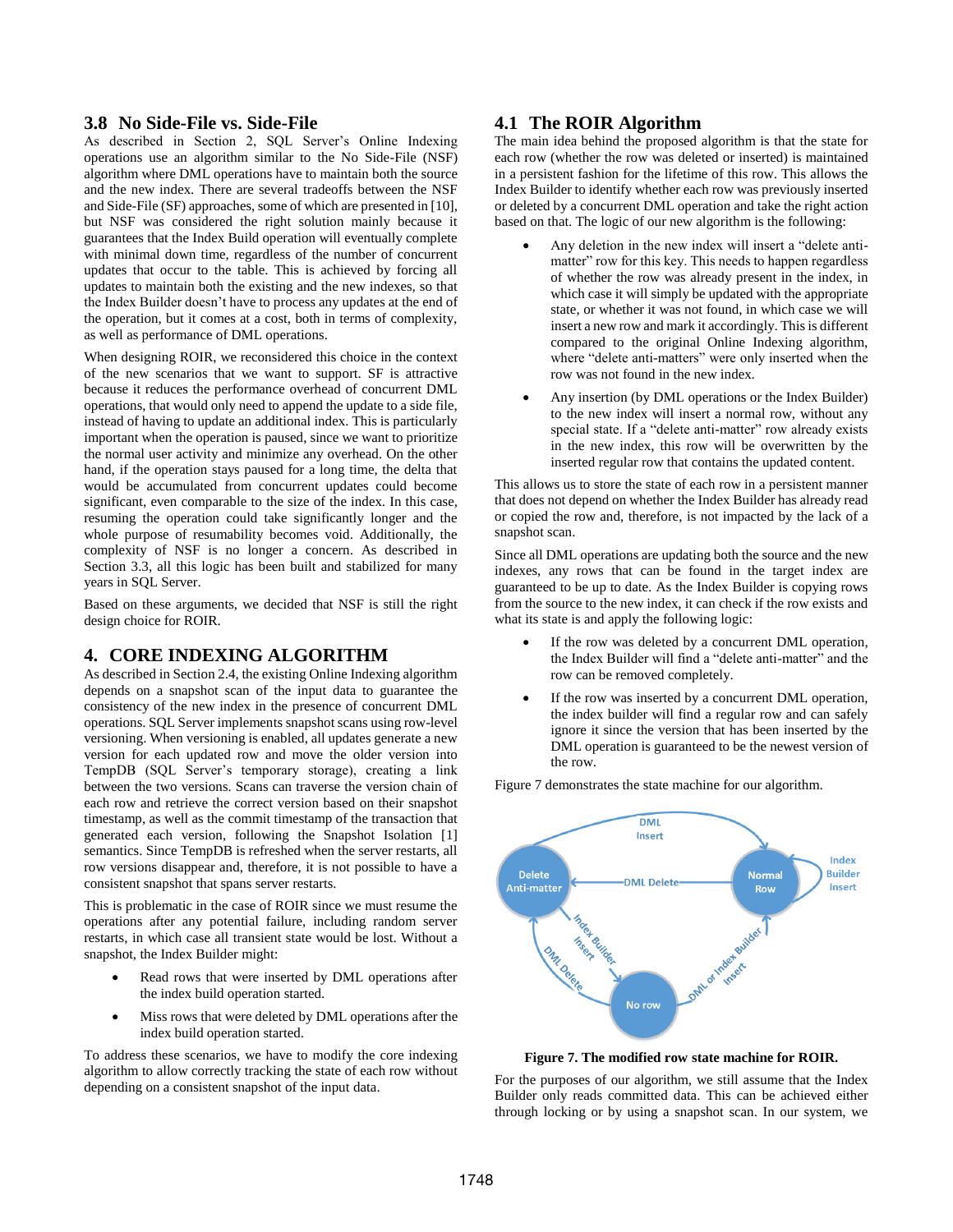### 3.8 No Side-File vs. Side-File

As described in Section 2, SQL Server's Online Indexing operations use an algorithm similar to the No Side-File (NSF) algorithm where DML operations have to maintain both the source and the new index. There are several tradeoffs between the NSF and Side-File (SF) approaches, some of which are presented in [10], but NSF was considered the right solution mainly because it guarantees that the Index Build operation will eventually complete with minimal down time, regardless of the number of concurrent updates that occur to the table. This is achieved by forcing all updates to maintain both the existing and the new indexes, so that the Index Builder doesn't have to process any updates at the end of the operation, but it comes at a cost, both in terms of complexity, as well as performance of DML operations.

When designing ROIR, we reconsidered this choice in the context of the new scenarios that we want to support. SF is attractive because it reduces the performance overhead of concurrent DML operations, that would only need to append the update to a side file, instead of having to update an additional index. This is particularly important when the operation is paused, since we want to prioritize the normal user activity and minimize any overhead. On the other hand, if the operation stays paused for a long time, the delta that would be accumulated from concurrent updates could become significant, even comparable to the size of the index. In this case, resuming the operation could take significantly longer and the whole purpose of resumability becomes void. Additionally, the complexity of NSF is no longer a concern. As described in Section 3.3, all this logic has been built and stabilized for many years in SQL Server.

Based on these arguments, we decided that NSF is still the right design choice for ROIR.

## 4. CORE INDEXING ALGORITHM

As described in Section 2.4, the existing Online Indexing algorithm depends on a snapshot scan of the input data to guarantee the consistency of the new index in the presence of concurrent DML operations. SQL Server implements snapshot scans using row-level versioning. When versioning is enabled, all updates generate a new version for each updated row and move the older version into TempDB (SQL Server's temporary storage), creating a link between the two versions. Scans can traverse the version chain of each row and retrieve the correct version based on their snapshot timestamp, as well as the commit timestamp of the transaction that generated each version, following the Snapshot Isolation [1] semantics. Since TempDB is refreshed when the server restarts, all row versions disappear and, therefore, it is not possible to have a consistent snapshot that spans server restarts.

This is problematic in the case of ROIR since we must resume the operations after any potential failure, including random server restarts, in which case all transient state would be lost. Without a snapshot, the Index Builder might:

- Read rows that were inserted by DML operations after the index build operation started.
- Miss rows that were deleted by DML operations after the index build operation started.

To address these scenarios, we have to modify the core indexing algorithm to allow correctly tracking the state of each row without depending on a consistent snapshot of the input data.

### 4.1 The ROIR Algorithm

The main idea behind the proposed algorithm is that the state for each row (whether the row was deleted or inserted) is maintained in a persistent fashion for the lifetime of this row. This allows the Index Builder to identify whether each row was previously inserted or deleted by a concurrent DML operation and take the right action based on that. The logic of our new algorithm is the following:

- Any deletion in the new index will insert a "delete anti-matter" row for this key. This needs to happen regardless of whether the row was already present in the index, in which case it will simply be updated with the appropriate state, or whether it was not found, in which case we will insert a new row and mark it accordingly. This is different compared to the original Online Indexing algorithm, where "delete anti-matters" were only inserted when the row was not found in the new index.
- Any insertion (by DML operations or the Index Builder) to the new index will insert a normal row, without any special state. If a "delete anti-matter" row already exists in the new index, this row will be overwritten by the inserted regular row that contains the updated content.

This allows us to store the state of each row in a persistent manner that does not depend on whether the Index Builder has already read or copied the row and, therefore, is not impacted by the lack of a snapshot scan.

Since all DML operations are updating both the source and the new indexes, any rows that can be found in the target index are guaranteed to be up to date. As the Index Builder is copying rows from the source to the new index, it can check if the row exists and what its state is and apply the following logic:

- If the row was deleted by a concurrent DML operation, the Index Builder will find a "delete anti-matter" and the row can be removed completely.
- If the row was inserted by a concurrent DML operation, the index builder will find a regular row and can safely ignore it since the version that has been inserted by the DML operation is guaranteed to be the newest version of the row.

Figure 7 demonstrates the state machine for our algorithm.

DML Insert
Delete Anti-matter
DML Delete
Normal Row
Index Builder Insert
Index Builder Insert
DML Delete
No row
DML or Index Builder Insert

**Figure 7. The modified row state machine for ROIR.**

For the purposes of our algorithm, we still assume that the Index Builder only reads committed data. This can be achieved either through locking or by using a snapshot scan. In our system, we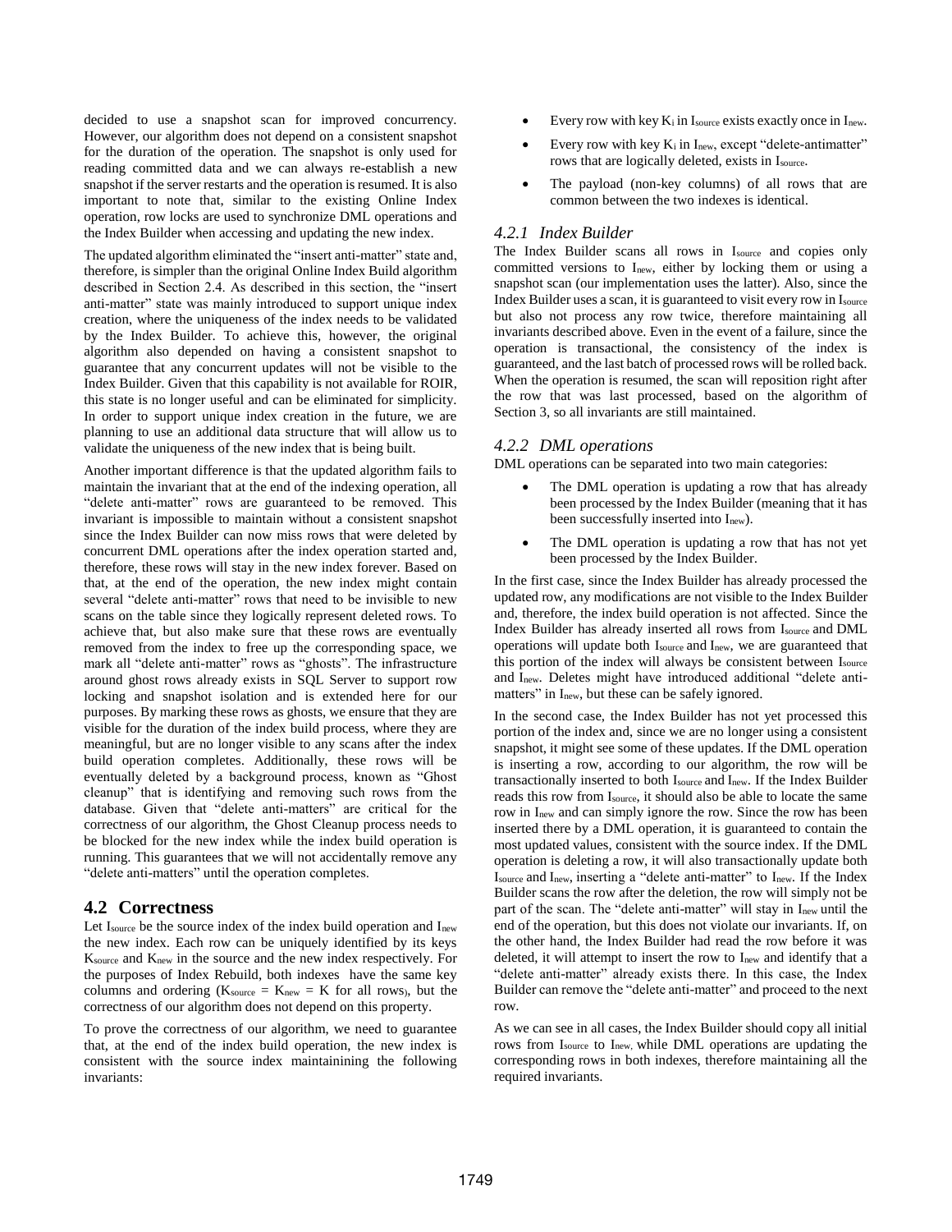decided to use a snapshot scan for improved concurrency. However, our algorithm does not depend on a consistent snapshot for the duration of the operation. The snapshot is only used for reading committed data and we can always re-establish a new snapshot if the server restarts and the operation is resumed. It is also important to note that, similar to the existing Online Index operation, row locks are used to synchronize DML operations and the Index Builder when accessing and updating the new index.

The updated algorithm eliminated the "insert anti-matter" state and, therefore, is simpler than the original Online Index Build algorithm described in Section 2.4. As described in this section, the "insert anti-matter" state was mainly introduced to support unique index creation, where the uniqueness of the index needs to be validated by the Index Builder. To achieve this, however, the original algorithm also depended on having a consistent snapshot to guarantee that any concurrent updates will not be visible to the Index Builder. Given that this capability is not available for ROIR, this state is no longer useful and can be eliminated for simplicity. In order to support unique index creation in the future, we are planning to use an additional data structure that will allow us to validate the uniqueness of the new index that is being built.

Another important difference is that the updated algorithm fails to maintain the invariant that at the end of the indexing operation, all "delete anti-matter" rows are guaranteed to be removed. This invariant is impossible to maintain without a consistent snapshot since the Index Builder can now miss rows that were deleted by concurrent DML operations after the index operation started and, therefore, these rows will stay in the new index forever. Based on that, at the end of the operation, the new index might contain several "delete anti-matter" rows that need to be invisible to new scans on the table since they logically represent deleted rows. To achieve that, but also make sure that these rows are eventually removed from the index to free up the corresponding space, we mark all "delete anti-matter" rows as "ghosts". The infrastructure around ghost rows already exists in SQL Server to support row locking and snapshot isolation and is extended here for our purposes. By marking these rows as ghosts, we ensure that they are visible for the duration of the index build process, where they are meaningful, but are no longer visible to any scans after the index build operation completes. Additionally, these rows will be eventually deleted by a background process, known as "Ghost cleanup" that is identifying and removing such rows from the database. Given that "delete anti-matters" are critical for the correctness of our algorithm, the Ghost Cleanup process needs to be blocked for the new index while the index build operation is running. This guarantees that we will not accidentally remove any "delete anti-matters" until the operation completes.

## 4.2 Correctness

Let $I_{source}$ be the source index of the index build operation and $I_{new}$ the new index. Each row can be uniquely identified by its keys $K_{source}$ and $K_{new}$ in the source and the new index respectively. For the purposes of Index Rebuild, both indexes have the same key columns and ordering ($K_{source} = K_{new} = K$ for all rows), but the correctness of our algorithm does not depend on this property.

To prove the correctness of our algorithm, we need to guarantee that, at the end of the index build operation, the new index is consistent with the source index maintainining the following invariants:

- Every row with key $K_i$ in $I_{source}$ exists exactly once in $I_{new}$.
- Every row with key $K_i$ in $I_{new}$, except "delete-antimatter" rows that are logically deleted, exists in $I_{source}$.
- The payload (non-key columns) of all rows that are common between the two indexes is identical.

### 4.2.1 *Index Builder*

The Index Builder scans all rows in $I_{source}$ and copies only committed versions to $I_{new}$, either by locking them or using a snapshot scan (our implementation uses the latter). Also, since the Index Builder uses a scan, it is guaranteed to visit every row in $I_{source}$ but also not process any row twice, therefore maintaining all invariants described above. Even in the event of a failure, since the operation is transactional, the consistency of the index is guaranteed, and the last batch of processed rows will be rolled back. When the operation is resumed, the scan will reposition right after the row that was last processed, based on the algorithm of Section 3, so all invariants are still maintained.

### 4.2.2 *DML operations*

DML operations can be separated into two main categories:

- The DML operation is updating a row that has already been processed by the Index Builder (meaning that it has been successfully inserted into $I_{new}$).
- The DML operation is updating a row that has not yet been processed by the Index Builder.

In the first case, since the Index Builder has already processed the updated row, any modifications are not visible to the Index Builder and, therefore, the index build operation is not affected. Since the Index Builder has already inserted all rows from $I_{source}$ and DML operations will update both $I_{source}$ and $I_{new}$, we are guaranteed that this portion of the index will always be consistent between $I_{source}$ and $I_{new}$. Deletes might have introduced additional "delete anti-matters" in $I_{new}$, but these can be safely ignored.

In the second case, the Index Builder has not yet processed this portion of the index and, since we are no longer using a consistent snapshot, it might see some of these updates. If the DML operation is inserting a row, according to our algorithm, the row will be transactionally inserted to both $I_{source}$ and $I_{new}$. If the Index Builder reads this row from $I_{source}$, it should also be able to locate the same row in $I_{new}$ and can simply ignore the row. Since the row has been inserted there by a DML operation, it is guaranteed to contain the most updated values, consistent with the source index. If the DML operation is deleting a row, it will also transactionally update both $I_{source}$ and $I_{new}$, inserting a "delete anti-matter" to $I_{new}$. If the Index Builder scans the row after the deletion, the row will simply not be part of the scan. The "delete anti-matter" will stay in $I_{new}$ until the end of the operation, but this does not violate our invariants. If, on the other hand, the Index Builder had read the row before it was deleted, it will attempt to insert the row to $I_{new}$ and identify that a "delete anti-matter" already exists there. In this case, the Index Builder can remove the "delete anti-matter" and proceed to the next row.

As we can see in all cases, the Index Builder should copy all initial rows from $I_{source}$ to $I_{new}$, while DML operations are updating the corresponding rows in both indexes, therefore maintaining all the required invariants.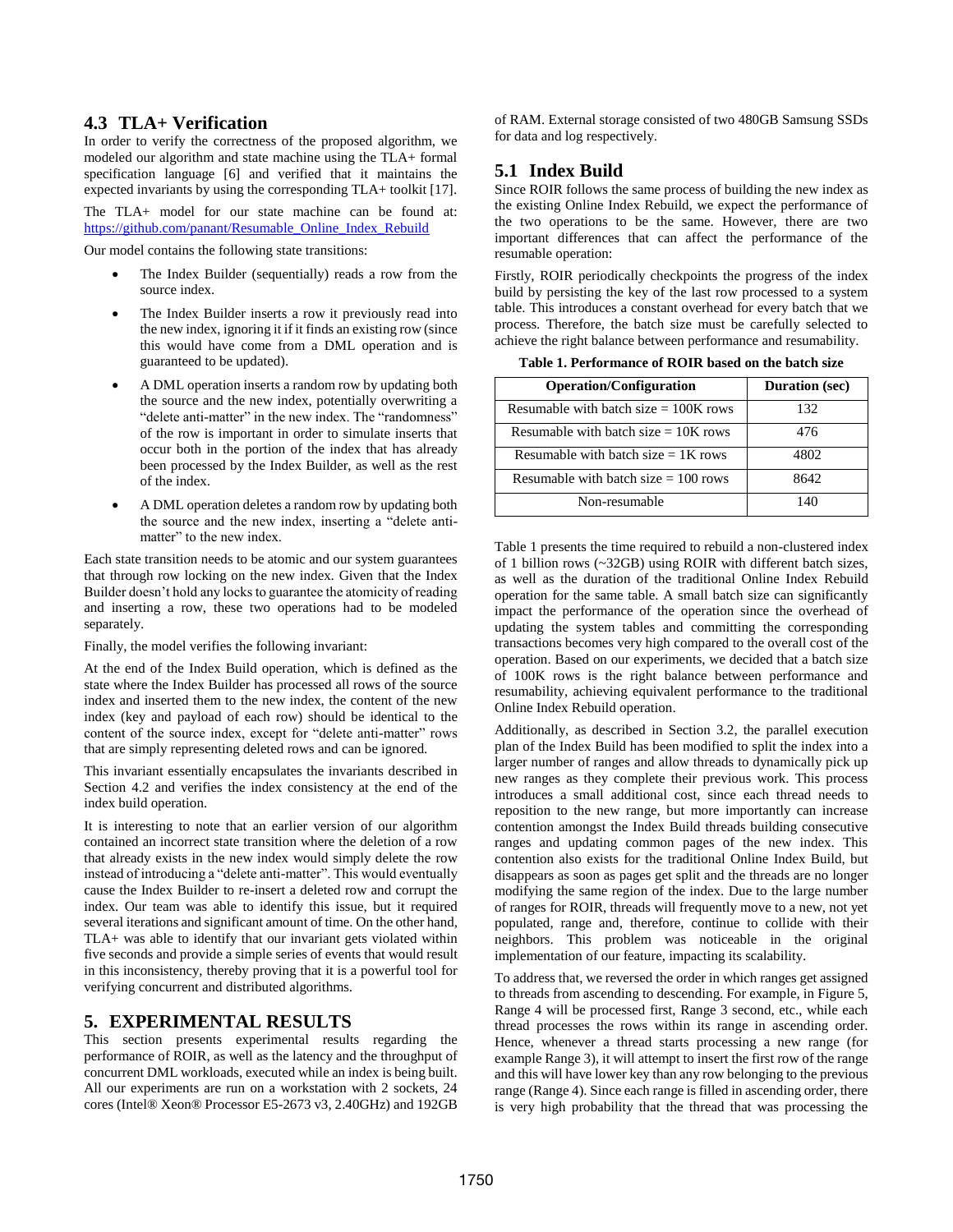### 4.3 TLA+ Verification

In order to verify the correctness of the proposed algorithm, we modeled our algorithm and state machine using the TLA+ formal specification language [6] and verified that it maintains the expected invariants by using the corresponding TLA+ toolkit [17].

The TLA+ model for our state machine can be found at: https://github.com/panant/Resumable_Online_Index_Rebuild

Our model contains the following state transitions:

- The Index Builder (sequentially) reads a row from the source index.
- The Index Builder inserts a row it previously read into the new index, ignoring it if it finds an existing row (since this would have come from a DML operation and is guaranteed to be updated).
- A DML operation inserts a random row by updating both the source and the new index, potentially overwriting a "delete anti-matter" in the new index. The "randomness" of the row is important in order to simulate inserts that occur both in the portion of the index that has already been processed by the Index Builder, as well as the rest of the index.
- A DML operation deletes a random row by updating both the source and the new index, inserting a "delete anti-matter" to the new index.

Each state transition needs to be atomic and our system guarantees that through row locking on the new index. Given that the Index Builder doesn't hold any locks to guarantee the atomicity of reading and inserting a row, these two operations had to be modeled separately.

Finally, the model verifies the following invariant:

At the end of the Index Build operation, which is defined as the state where the Index Builder has processed all rows of the source index and inserted them to the new index, the content of the new index (key and payload of each row) should be identical to the content of the source index, except for "delete anti-matter" rows that are simply representing deleted rows and can be ignored.

This invariant essentially encapsulates the invariants described in Section 4.2 and verifies the index consistency at the end of the index build operation.

It is interesting to note that an earlier version of our algorithm contained an incorrect state transition where the deletion of a row that already exists in the new index would simply delete the row instead of introducing a "delete anti-matter". This would eventually cause the Index Builder to re-insert a deleted row and corrupt the index. Our team was able to identify this issue, but it required several iterations and significant amount of time. On the other hand, TLA+ was able to identify that our invariant gets violated within five seconds and provide a simple series of events that would result in this inconsistency, thereby proving that it is a powerful tool for verifying concurrent and distributed algorithms.

## 5. EXPERIMENTAL RESULTS

This section presents experimental results regarding the performance of ROIR, as well as the latency and the throughput of concurrent DML workloads, executed while an index is being built. All our experiments are run on a workstation with 2 sockets, 24 cores (Intel® Xeon® Processor E5-2673 v3, 2.40GHz) and 192GB of RAM. External storage consisted of two 480GB Samsung SSDs for data and log respectively.

### 5.1 Index Build

Since ROIR follows the same process of building the new index as the existing Online Index Rebuild, we expect the performance of the two operations to be the same. However, there are two important differences that can affect the performance of the resumable operation:

Firstly, ROIR periodically checkpoints the progress of the index build by persisting the key of the last row processed to a system table. This introduces a constant overhead for every batch that we process. Therefore, the batch size must be carefully selected to achieve the right balance between performance and resumability.

**Table 1. Performance of ROIR based on the batch size**

| Operation/Configuration | Duration (sec) |
|---|---|
| Resumable with batch size = 100K rows | 132 |
| Resumable with batch size = 10K rows | 476 |
| Resumable with batch size = 1K rows | 4802 |
| Resumable with batch size = 100 rows | 8642 |
| Non-resumable | 140 |

Table 1 presents the time required to rebuild a non-clustered index of 1 billion rows (~32GB) using ROIR with different batch sizes, as well as the duration of the traditional Online Index Rebuild operation for the same table. A small batch size can significantly impact the performance of the operation since the overhead of updating the system tables and committing the corresponding transactions becomes very high compared to the overall cost of the operation. Based on our experiments, we decided that a batch size of 100K rows is the right balance between performance and resumability, achieving equivalent performance to the traditional Online Index Rebuild operation.

Additionally, as described in Section 3.2, the parallel execution plan of the Index Build has been modified to split the index into a larger number of ranges and allow threads to dynamically pick up new ranges as they complete their previous work. This process introduces a small additional cost, since each thread needs to reposition to the new range, but more importantly can increase contention amongst the Index Build threads building consecutive ranges and updating common pages of the new index. This contention also exists for the traditional Online Index Build, but disappears as soon as pages get split and the threads are no longer modifying the same region of the index. Due to the large number of ranges for ROIR, threads will frequently move to a new, not yet populated, range and, therefore, continue to collide with their neighbors. This problem was noticeable in the original implementation of our feature, impacting its scalability.

To address that, we reversed the order in which ranges get assigned to threads from ascending to descending. For example, in Figure 5, Range 4 will be processed first, Range 3 second, etc., while each thread processes the rows within its range in ascending order. Hence, whenever a thread starts processing a new range (for example Range 3), it will attempt to insert the first row of the range and this will have lower key than any row belonging to the previous range (Range 4). Since each range is filled in ascending order, there is very high probability that the thread that was processing the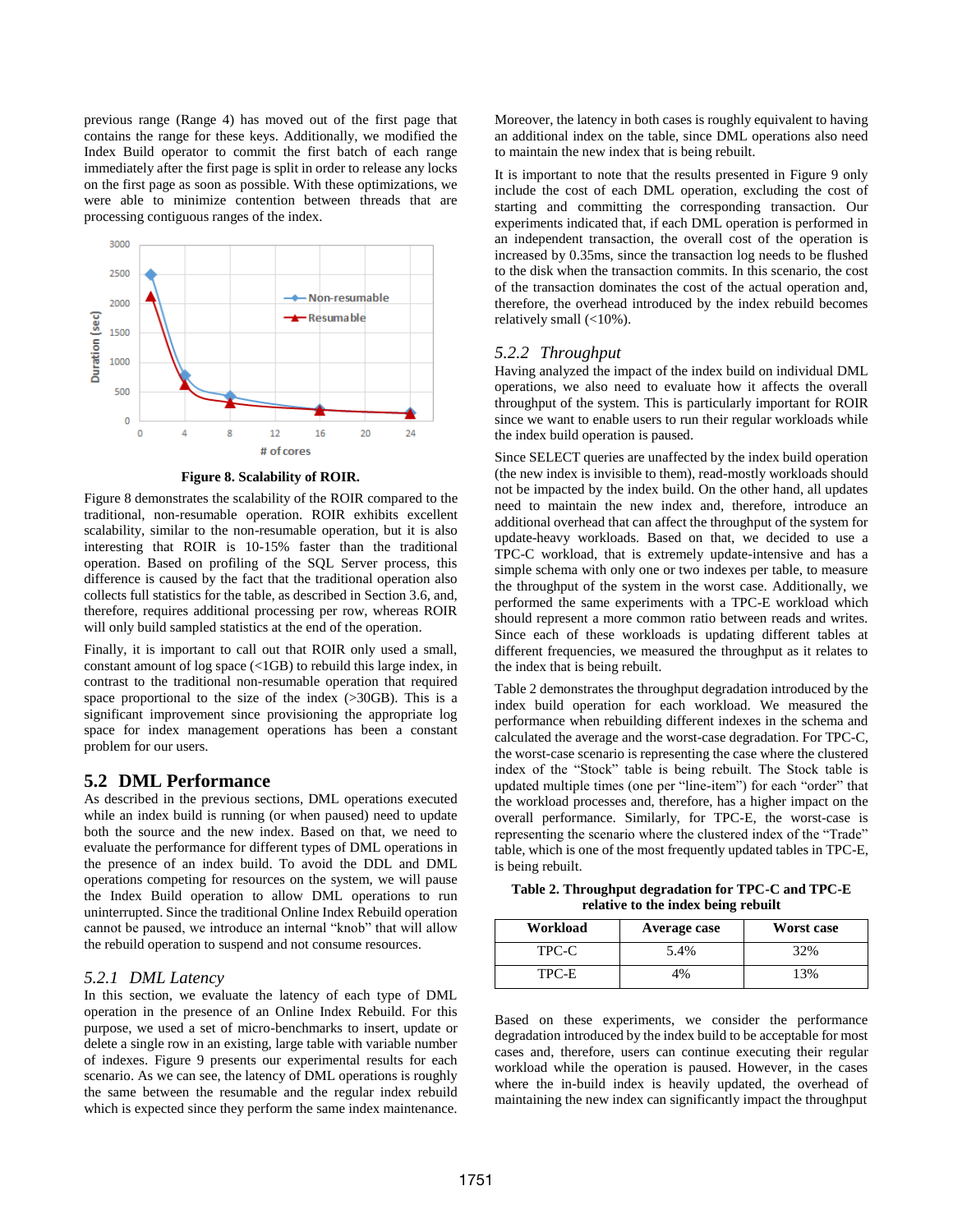previous range (Range 4) has moved out of the first page that contains the range for these keys. Additionally, we modified the Index Build operator to commit the first batch of each range immediately after the first page is split in order to release any locks on the first page as soon as possible. With these optimizations, we were able to minimize contention between threads that are processing contiguous ranges of the index.

**Figure 8. Scalability of ROIR.**

Figure 8 demonstrates the scalability of the ROIR compared to the traditional, non-resumable operation. ROIR exhibits excellent scalability, similar to the non-resumable operation, but it is also interesting that ROIR is 10-15% faster than the traditional operation. Based on profiling of the SQL Server process, this difference is caused by the fact that the traditional operation also collects full statistics for the table, as described in Section 3.6, and, therefore, requires additional processing per row, whereas ROIR will only build sampled statistics at the end of the operation.

Finally, it is important to call out that ROIR only used a small, constant amount of log space (<1GB) to rebuild this large index, in contrast to the traditional non-resumable operation that required space proportional to the size of the index (>30GB). This is a significant improvement since provisioning the appropriate log space for index management operations has been a constant problem for our users.

## 5.2 DML Performance

As described in the previous sections, DML operations executed while an index build is running (or when paused) need to update both the source and the new index. Based on that, we need to evaluate the performance for different types of DML operations in the presence of an index build. To avoid the DDL and DML operations competing for resources on the system, we will pause the Index Build operation to allow DML operations to run uninterrupted. Since the traditional Online Index Rebuild operation cannot be paused, we introduce an internal "knob" that will allow the rebuild operation to suspend and not consume resources.

### *5.2.1 DML Latency*

In this section, we evaluate the latency of each type of DML operation in the presence of an Online Index Rebuild. For this purpose, we used a set of micro-benchmarks to insert, update or delete a single row in an existing, large table with variable number of indexes. Figure 9 presents our experimental results for each scenario. As we can see, the latency of DML operations is roughly the same between the resumable and the regular index rebuild which is expected since they perform the same index maintenance. Moreover, the latency in both cases is roughly equivalent to having an additional index on the table, since DML operations also need to maintain the new index that is being rebuilt.

It is important to note that the results presented in Figure 9 only include the cost of each DML operation, excluding the cost of starting and committing the corresponding transaction. Our experiments indicated that, if each DML operation is performed in an independent transaction, the overall cost of the operation is increased by 0.35ms, since the transaction log needs to be flushed to the disk when the transaction commits. In this scenario, the cost of the transaction dominates the cost of the actual operation and, therefore, the overhead introduced by the index rebuild becomes relatively small (<10%).

### *5.2.2 Throughput*

Having analyzed the impact of the index build on individual DML operations, we also need to evaluate how it affects the overall throughput of the system. This is particularly important for ROIR since we want to enable users to run their regular workloads while the index build operation is paused.

Since SELECT queries are unaffected by the index build operation (the new index is invisible to them), read-mostly workloads should not be impacted by the index build. On the other hand, all updates need to maintain the new index and, therefore, introduce an additional overhead that can affect the throughput of the system for update-heavy workloads. Based on that, we decided to use a TPC-C workload, that is extremely update-intensive and has a simple schema with only one or two indexes per table, to measure the throughput of the system in the worst case. Additionally, we performed the same experiments with a TPC-E workload which should represent a more common ratio between reads and writes. Since each of these workloads is updating different tables at different frequencies, we measured the throughput as it relates to the index that is being rebuilt.

Table 2 demonstrates the throughput degradation introduced by the index build operation for each workload. We measured the performance when rebuilding different indexes in the schema and calculated the average and the worst-case degradation. For TPC-C, the worst-case scenario is representing the case where the clustered index of the "Stock" table is being rebuilt. The Stock table is updated multiple times (one per "line-item") for each "order" that the workload processes and, therefore, has a higher impact on the overall performance. Similarly, for TPC-E, the worst-case is representing the scenario where the clustered index of the "Trade" table, which is one of the most frequently updated tables in TPC-E, is being rebuilt.

**Table 2. Throughput degradation for TPC-C and TPC-E relative to the index being rebuilt**

| Workload | Average case | Worst case |
|---|---|---|
| TPC-C | 5.4% | 32% |
| TPC-E | 4% | 13% |

Based on these experiments, we consider the performance degradation introduced by the index build to be acceptable for most cases and, therefore, users can continue executing their regular workload while the operation is paused. However, in the cases where the in-build index is heavily updated, the overhead of maintaining the new index can significantly impact the throughput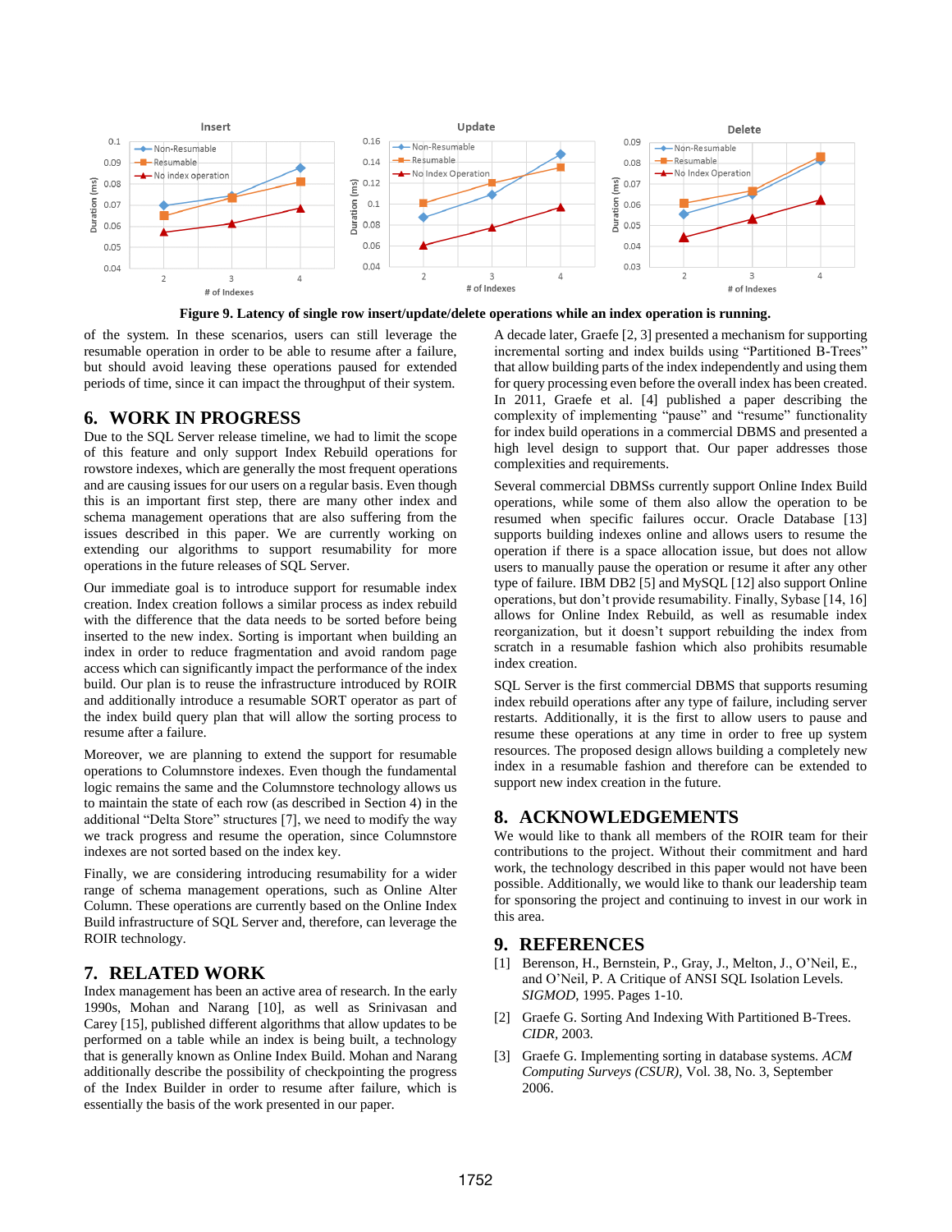Figure 9. Latency of single row insert/update/delete operations while an index operation is running.

of the system. In these scenarios, users can still leverage the resumable operation in order to be able to resume after a failure, but should avoid leaving these operations paused for extended periods of time, since it can impact the throughput of their system.

## 6. WORK IN PROGRESS

Due to the SQL Server release timeline, we had to limit the scope of this feature and only support Index Rebuild operations for rowstore indexes, which are generally the most frequent operations and are causing issues for our users on a regular basis. Even though this is an important first step, there are many other index and schema management operations that are also suffering from the issues described in this paper. We are currently working on extending our algorithms to support resumability for more operations in the future releases of SQL Server.

Our immediate goal is to introduce support for resumable index creation. Index creation follows a similar process as index rebuild with the difference that the data needs to be sorted before being inserted to the new index. Sorting is important when building an index in order to reduce fragmentation and avoid random page access which can significantly impact the performance of the index build. Our plan is to reuse the infrastructure introduced by ROIR and additionally introduce a resumable SORT operator as part of the index build query plan that will allow the sorting process to resume after a failure.

Moreover, we are planning to extend the support for resumable operations to Columnstore indexes. Even though the fundamental logic remains the same and the Columnstore technology allows us to maintain the state of each row (as described in Section 4) in the additional "Delta Store" structures [7], we need to modify the way we track progress and resume the operation, since Columnstore indexes are not sorted based on the index key.

Finally, we are considering introducing resumability for a wider range of schema management operations, such as Online Alter Column. These operations are currently based on the Online Index Build infrastructure of SQL Server and, therefore, can leverage the ROIR technology.

## 7. RELATED WORK

Index management has been an active area of research. In the early 1990s, Mohan and Narang [10], as well as Srinivasan and Carey [15], published different algorithms that allow updates to be performed on a table while an index is being built, a technology that is generally known as Online Index Build. Mohan and Narang additionally describe the possibility of checkpointing the progress of the Index Builder in order to resume after failure, which is essentially the basis of the work presented in our paper.

A decade later, Graefe [2, 3] presented a mechanism for supporting incremental sorting and index builds using "Partitioned B-Trees" that allow building parts of the index independently and using them for query processing even before the overall index has been created. In 2011, Graefe et al. [4] published a paper describing the complexity of implementing "pause" and "resume" functionality for index build operations in a commercial DBMS and presented a high level design to support that. Our paper addresses those complexities and requirements.

Several commercial DBMSs currently support Online Index Build operations, while some of them also allow the operation to be resumed when specific failures occur. Oracle Database [13] supports building indexes online and allows users to resume the operation if there is a space allocation issue, but does not allow users to manually pause the operation or resume it after any other type of failure. IBM DB2 [5] and MySQL [12] also support Online operations, but don't provide resumability. Finally, Sybase [14, 16] allows for Online Index Rebuild, as well as resumable index reorganization, but it doesn't support rebuilding the index from scratch in a resumable fashion which also prohibits resumable index creation.

SQL Server is the first commercial DBMS that supports resuming index rebuild operations after any type of failure, including server restarts. Additionally, it is the first to allow users to pause and resume these operations at any time in order to free up system resources. The proposed design allows building a completely new index in a resumable fashion and therefore can be extended to support new index creation in the future.

## 8. ACKNOWLEDGEMENTS

We would like to thank all members of the ROIR team for their contributions to the project. Without their commitment and hard work, the technology described in this paper would not have been possible. Additionally, we would like to thank our leadership team for sponsoring the project and continuing to invest in our work in this area.

## 9. REFERENCES

[1] Berenson, H., Bernstein, P., Gray, J., Melton, J., O'Neil, E., and O'Neil, P. A Critique of ANSI SQL Isolation Levels. *SIGMOD*, 1995. Pages 1-10.

[2] Graefe G. Sorting And Indexing With Partitioned B-Trees. *CIDR*, 2003.

[3] Graefe G. Implementing sorting in database systems. *ACM Computing Surveys (CSUR)*, Vol. 38, No. 3, September 2006.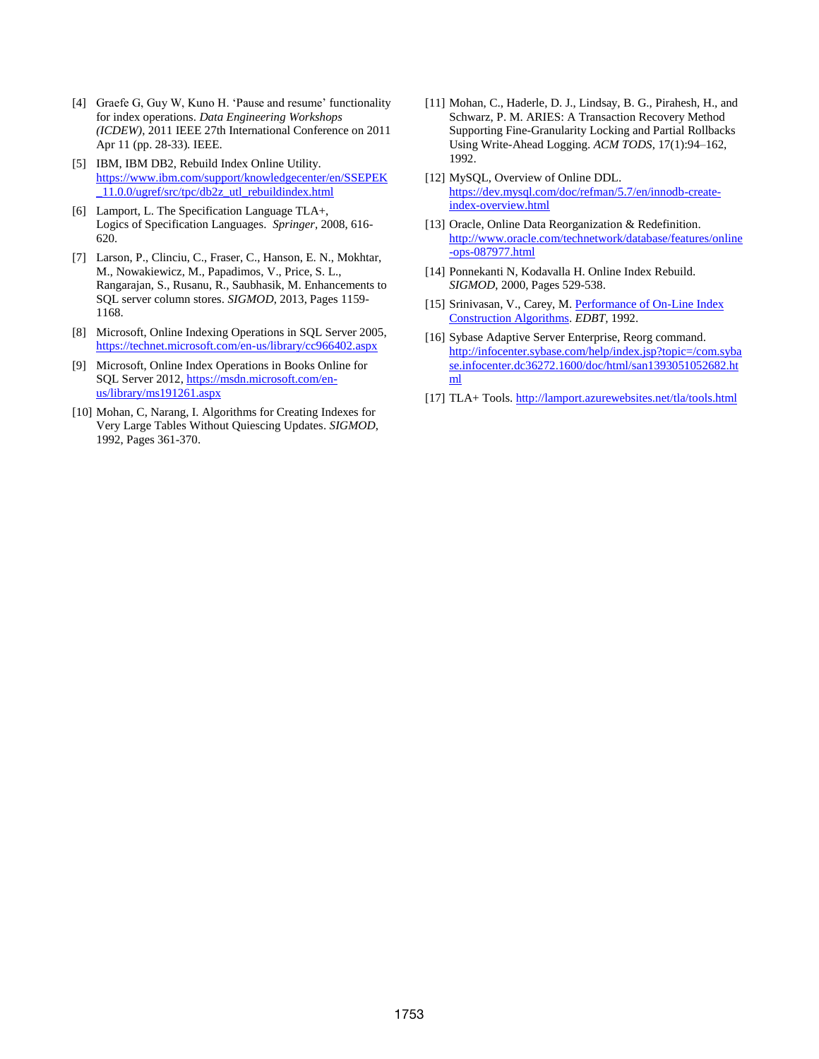[4] Graefe G, Guy W, Kuno H. 'Pause and resume' functionality for index operations. *Data Engineering Workshops (ICDEW)*, 2011 IEEE 27th International Conference on 2011 Apr 11 (pp. 28-33). IEEE.

[5] IBM, IBM DB2, Rebuild Index Online Utility. https://www.ibm.com/support/knowledgecenter/en/SSEPEK_11.0.0/ugref/src/tpc/db2z_utl_rebuildindex.html

[6] Lamport, L. The Specification Language TLA+, Logics of Specification Languages. *Springer*, 2008, 616-620.

[7] Larson, P., Clinciu, C., Fraser, C., Hanson, E. N., Mokhtar, M., Nowakiewicz, M., Papadimos, V., Price, S. L., Rangarajan, S., Rusanu, R., Saubhasik, M. Enhancements to SQL server column stores. *SIGMOD*, 2013, Pages 1159-1168.

[8] Microsoft, Online Indexing Operations in SQL Server 2005, https://technet.microsoft.com/en-us/library/cc966402.aspx

[9] Microsoft, Online Index Operations in Books Online for SQL Server 2012, https://msdn.microsoft.com/en-us/library/ms191261.aspx

[10] Mohan, C, Narang, I. Algorithms for Creating Indexes for Very Large Tables Without Quiescing Updates. *SIGMOD*, 1992, Pages 361-370.

[11] Mohan, C., Haderle, D. J., Lindsay, B. G., Pirahesh, H., and Schwarz, P. M. ARIES: A Transaction Recovery Method Supporting Fine-Granularity Locking and Partial Rollbacks Using Write-Ahead Logging. *ACM TODS*, 17(1):94–162, 1992.

[12] MySQL, Overview of Online DDL. https://dev.mysql.com/doc/refman/5.7/en/innodb-create-index-overview.html

[13] Oracle, Online Data Reorganization & Redefinition. http://www.oracle.com/technetwork/database/features/online-ops-087977.html

[14] Ponnekanti N, Kodavalla H. Online Index Rebuild. *SIGMOD*, 2000, Pages 529-538.

[15] Srinivasan, V., Carey, M. Performance of On-Line Index Construction Algorithms. *EDBT*, 1992.

[16] Sybase Adaptive Server Enterprise, Reorg command. http://infocenter.sybase.com/help/index.jsp?topic=/com.sybase.infocenter.dc36272.1600/doc/html/san1393051052682.html

[17] TLA+ Tools. http://lamport.azurewebsites.net/tla/tools.html